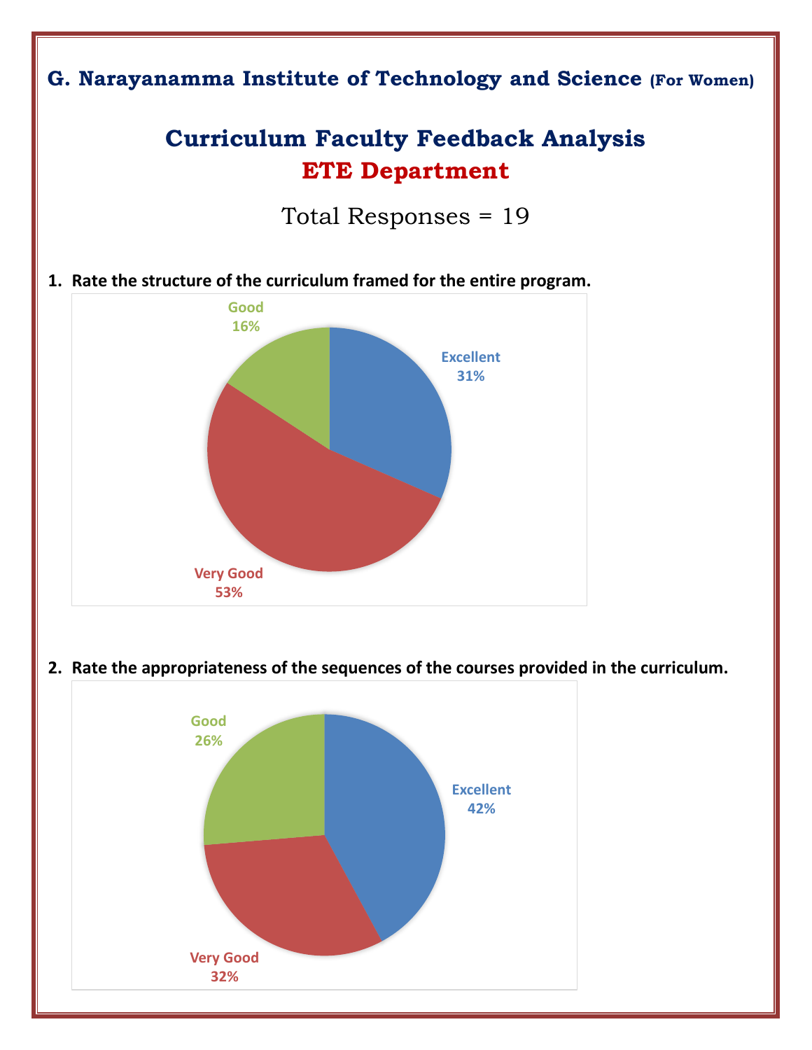**G. Narayanamma Institute of Technology and Science (For Women)**

# Curriculum Faculty Feedback Analysis

## ETE Department

Total Responses = 19

**1. Rate the structure of the curriculum framed for the entire program.**

Good 16%

Excellent 31%

Very Good 53%

**2. Rate the appropriateness of the sequences of the courses provided in the curriculum.**

Good 26%

Excellent 42%

Very Good 32%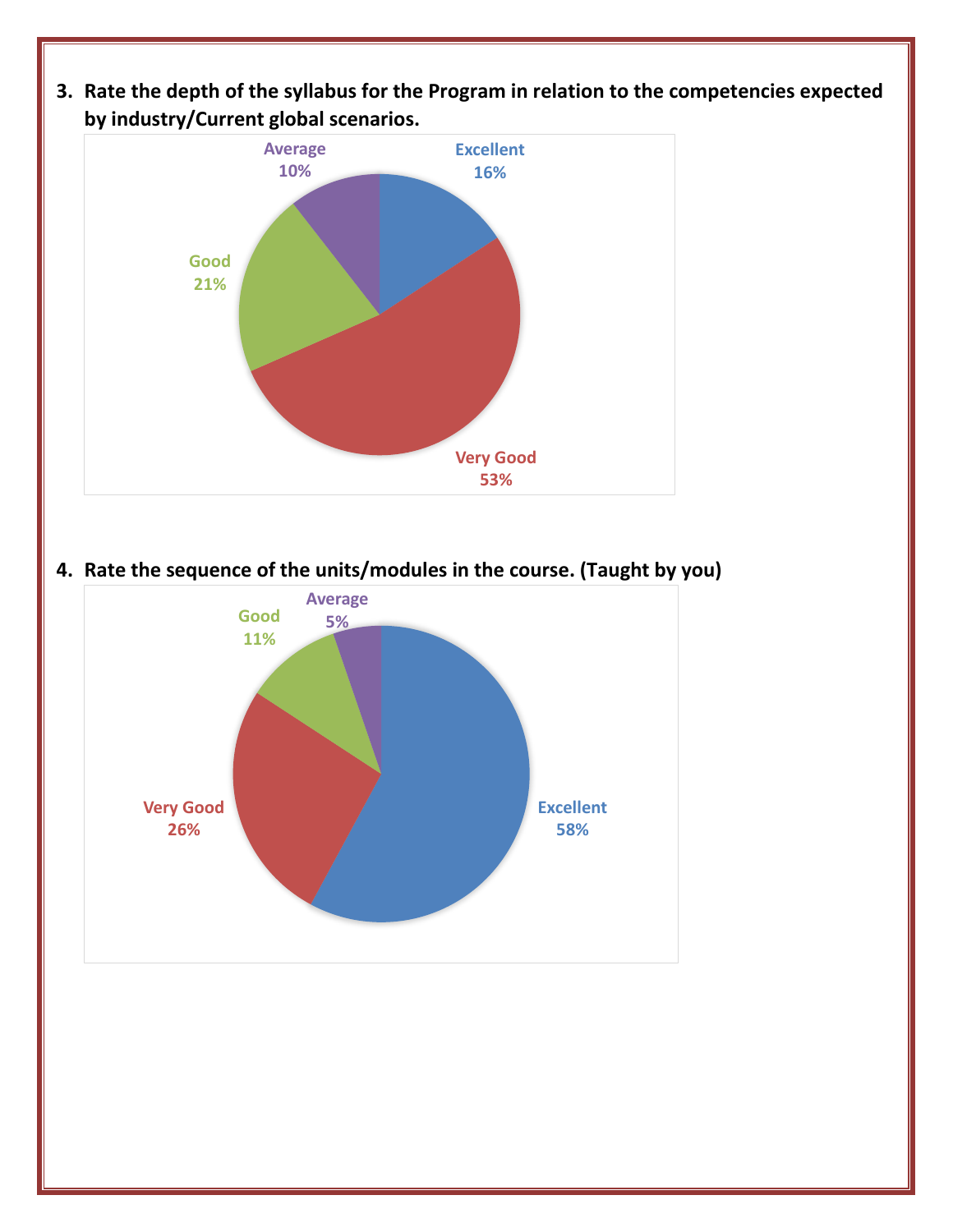3. **Rate the depth of the syllabus for the Program in relation to the competencies expected by industry/Current global scenarios.**

| Rating | Percentage |
|---|---|
| Excellent | 16% |
| Very Good | 53% |
| Good | 21% |
| Average | 10% |

4. **Rate the sequence of the units/modules in the course. (Taught by you)**

| Rating | Percentage |
|---|---|
| Excellent | 58% |
| Very Good | 26% |
| Good | 11% |
| Average | 5% |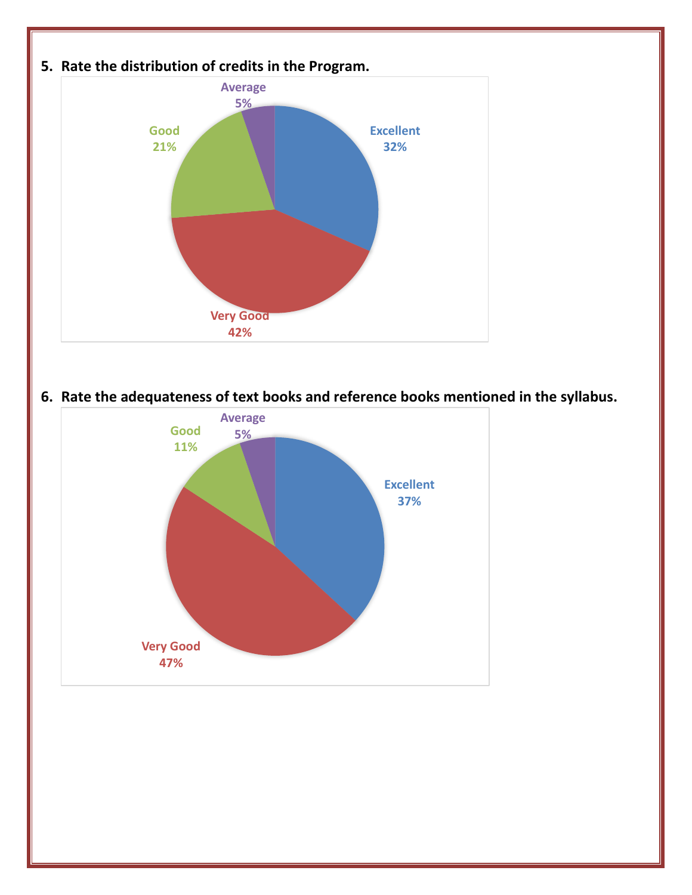5. **Rate the distribution of credits in the Program.**

Average
5%

Good
21%

Excellent
32%

Very Good
42%

6. **Rate the adequateness of text books and reference books mentioned in the syllabus.**

Average
5%

Good
11%

Excellent
37%

Very Good
47%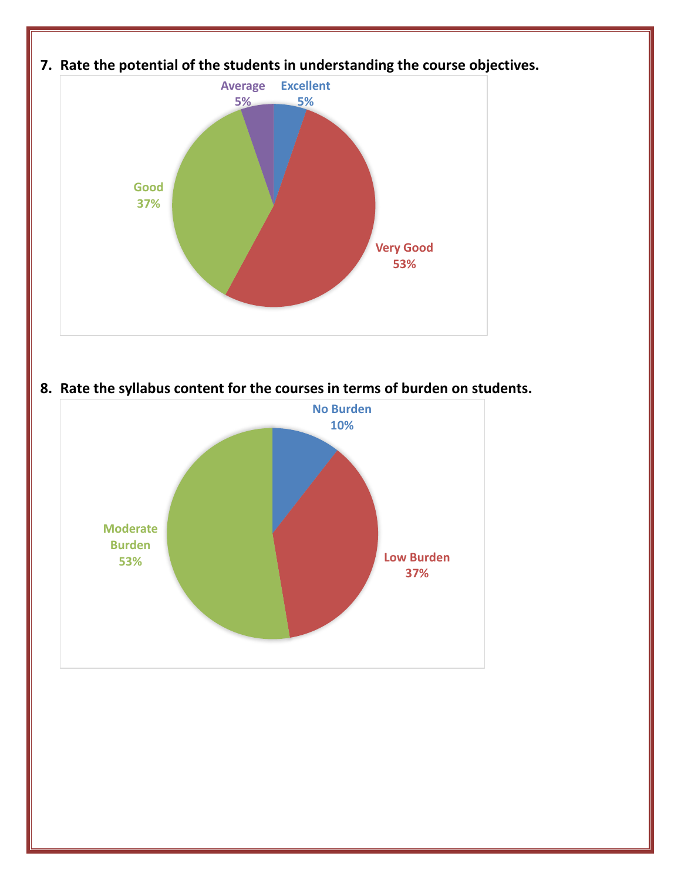7. **Rate the potential of the students in understanding the course objectives.**

Average 5%

Excellent 5%

Good 37%

Very Good 53%

8. **Rate the syllabus content for the courses in terms of burden on students.**

No Burden 10%

Moderate Burden 53%

Low Burden 37%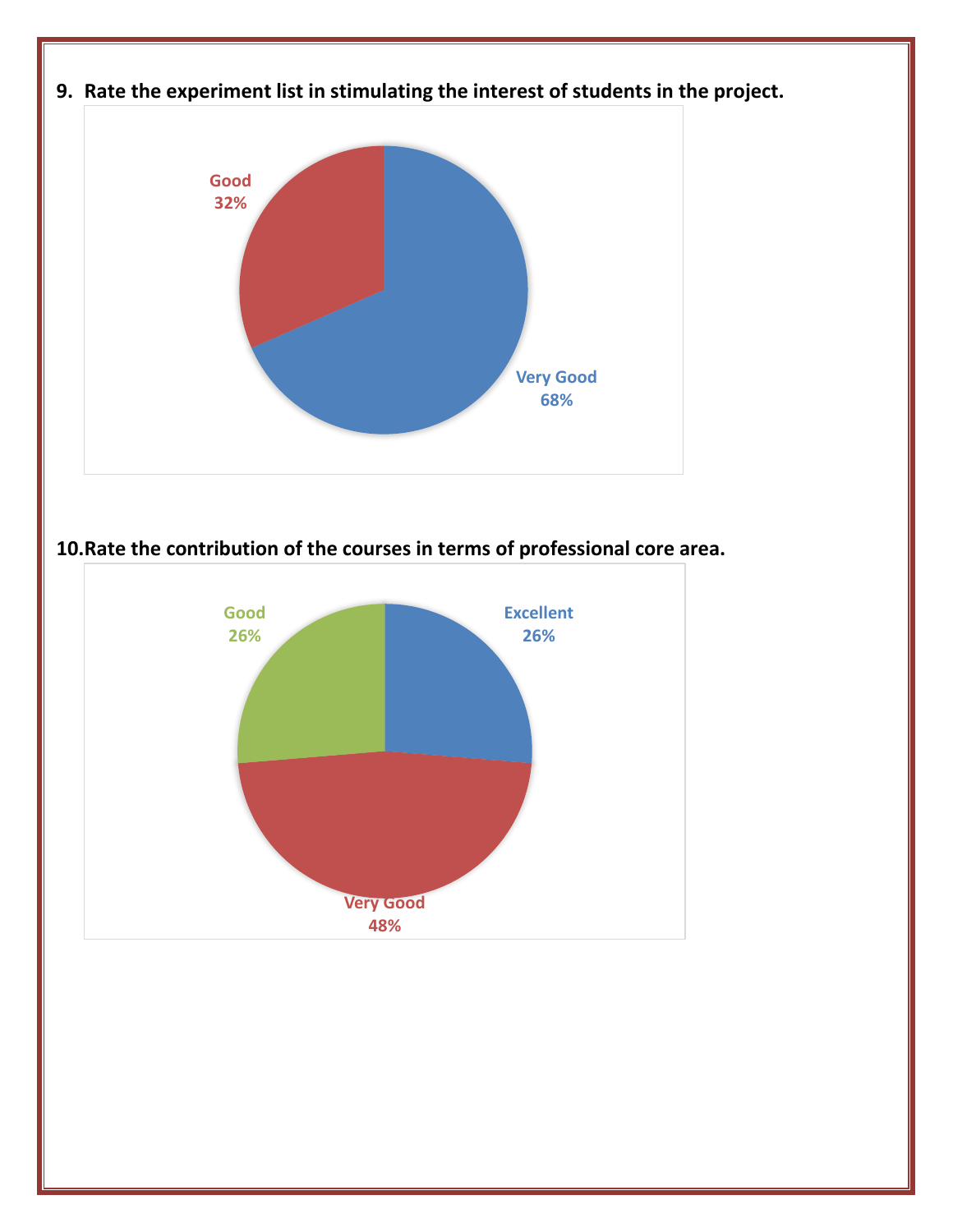9. **Rate the experiment list in stimulating the interest of students in the project.**

Good
32%

Very Good
68%

10. **Rate the contribution of the courses in terms of professional core area.**

Good
26%

Excellent
26%

Very Good
48%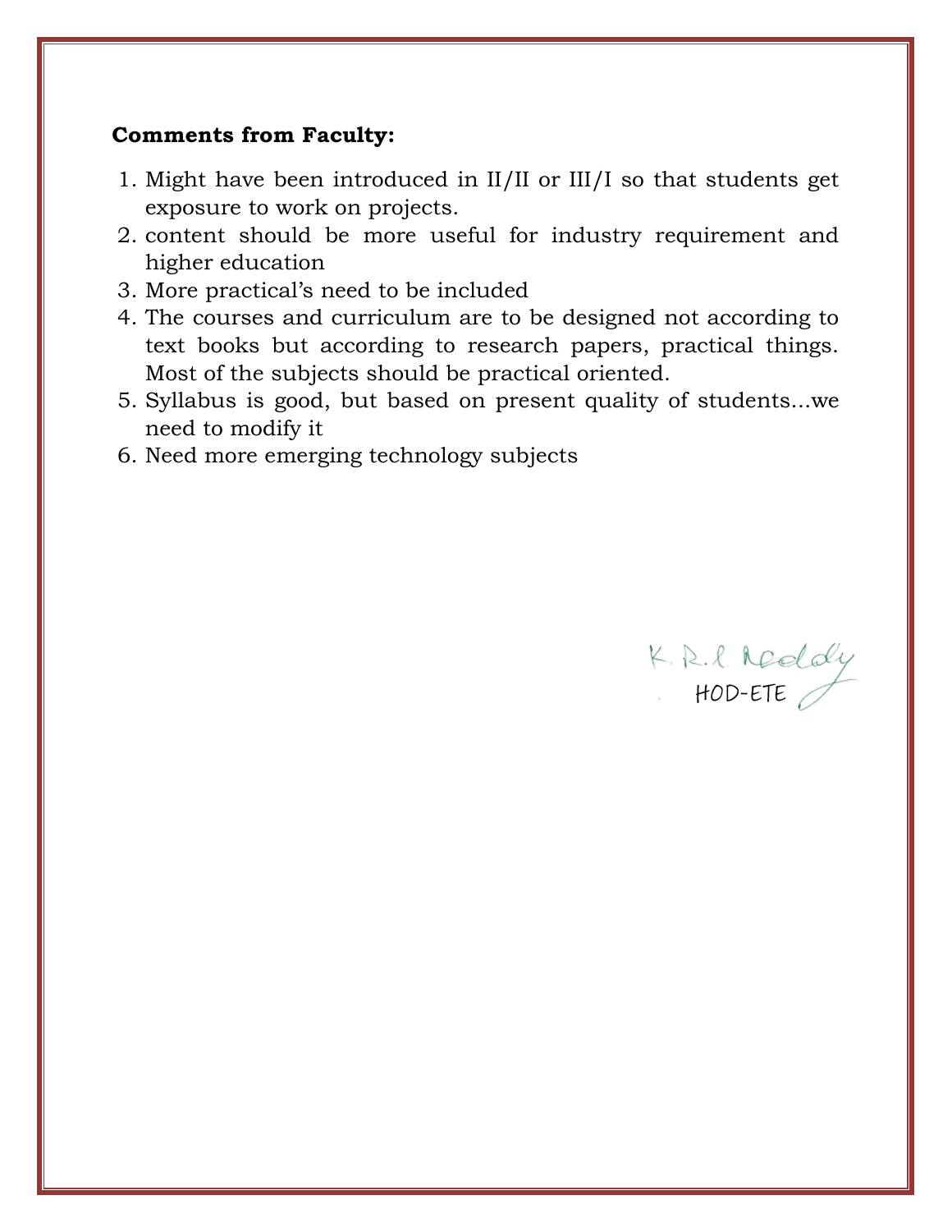**Comments from Faculty:**

1. Might have been introduced in II/II or III/I so that students get exposure to work on projects.
2. content should be more useful for industry requirement and higher education
3. More practical's need to be included
4. The courses and curriculum are to be designed not according to text books but according to research papers, practical things. Most of the subjects should be practical oriented.
5. Syllabus is good, but based on present quality of students...we need to modify it
6. Need more emerging technology subjects

K.R.L. Reddy

HOD-ETE